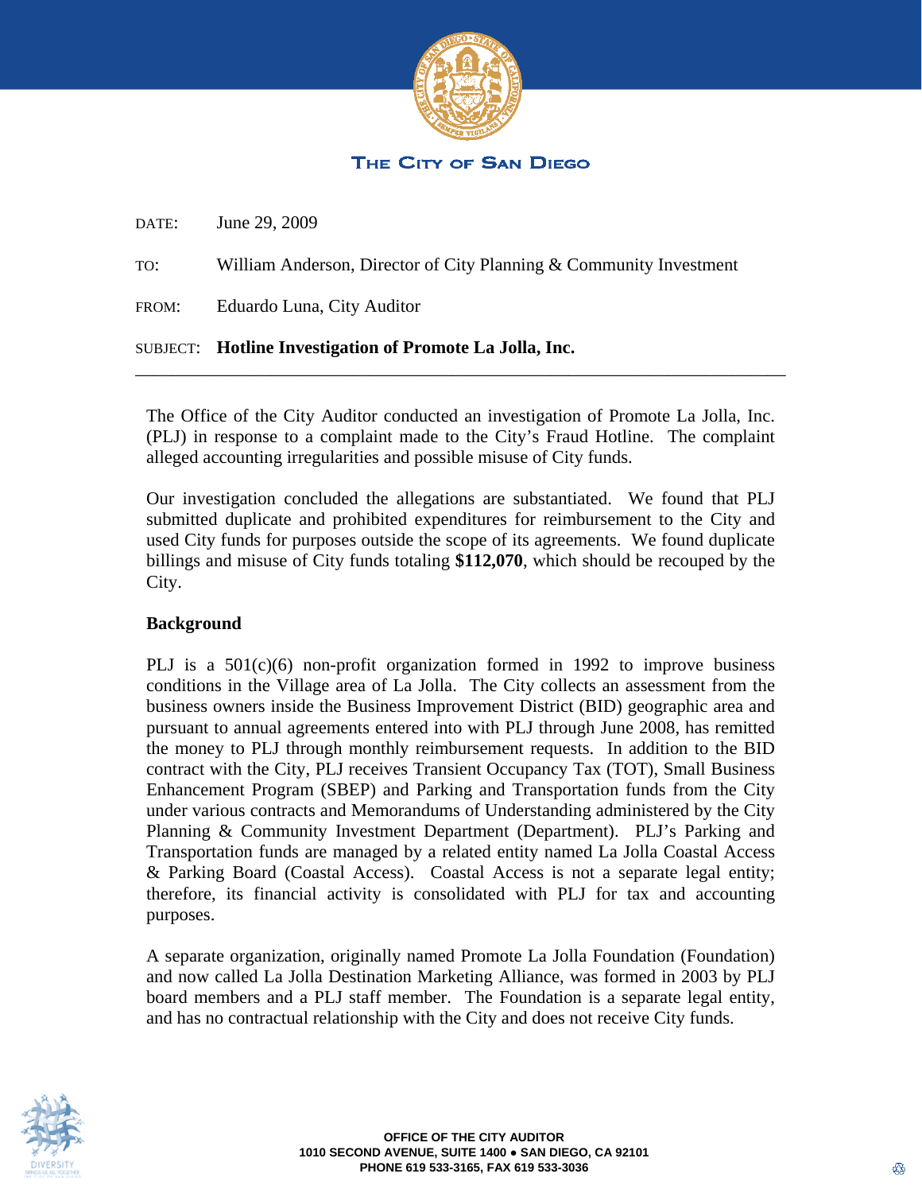THE CITY OF SAN DIEGO

DATE: June 29, 2009

TO: William Anderson, Director of City Planning & Community Investment

FROM: Eduardo Luna, City Auditor

SUBJECT: **Hotline Investigation of Promote La Jolla, Inc.**

---

The Office of the City Auditor conducted an investigation of Promote La Jolla, Inc. (PLJ) in response to a complaint made to the City's Fraud Hotline. The complaint alleged accounting irregularities and possible misuse of City funds.

Our investigation concluded the allegations are substantiated. We found that PLJ submitted duplicate and prohibited expenditures for reimbursement to the City and used City funds for purposes outside the scope of its agreements. We found duplicate billings and misuse of City funds totaling **$112,070**, which should be recouped by the City.

## Background

PLJ is a 501(c)(6) non-profit organization formed in 1992 to improve business conditions in the Village area of La Jolla. The City collects an assessment from the business owners inside the Business Improvement District (BID) geographic area and pursuant to annual agreements entered into with PLJ through June 2008, has remitted the money to PLJ through monthly reimbursement requests. In addition to the BID contract with the City, PLJ receives Transient Occupancy Tax (TOT), Small Business Enhancement Program (SBEP) and Parking and Transportation funds from the City under various contracts and Memorandums of Understanding administered by the City Planning & Community Investment Department (Department). PLJ's Parking and Transportation funds are managed by a related entity named La Jolla Coastal Access & Parking Board (Coastal Access). Coastal Access is not a separate legal entity; therefore, its financial activity is consolidated with PLJ for tax and accounting purposes.

A separate organization, originally named Promote La Jolla Foundation (Foundation) and now called La Jolla Destination Marketing Alliance, was formed in 2003 by PLJ board members and a PLJ staff member. The Foundation is a separate legal entity, and has no contractual relationship with the City and does not receive City funds.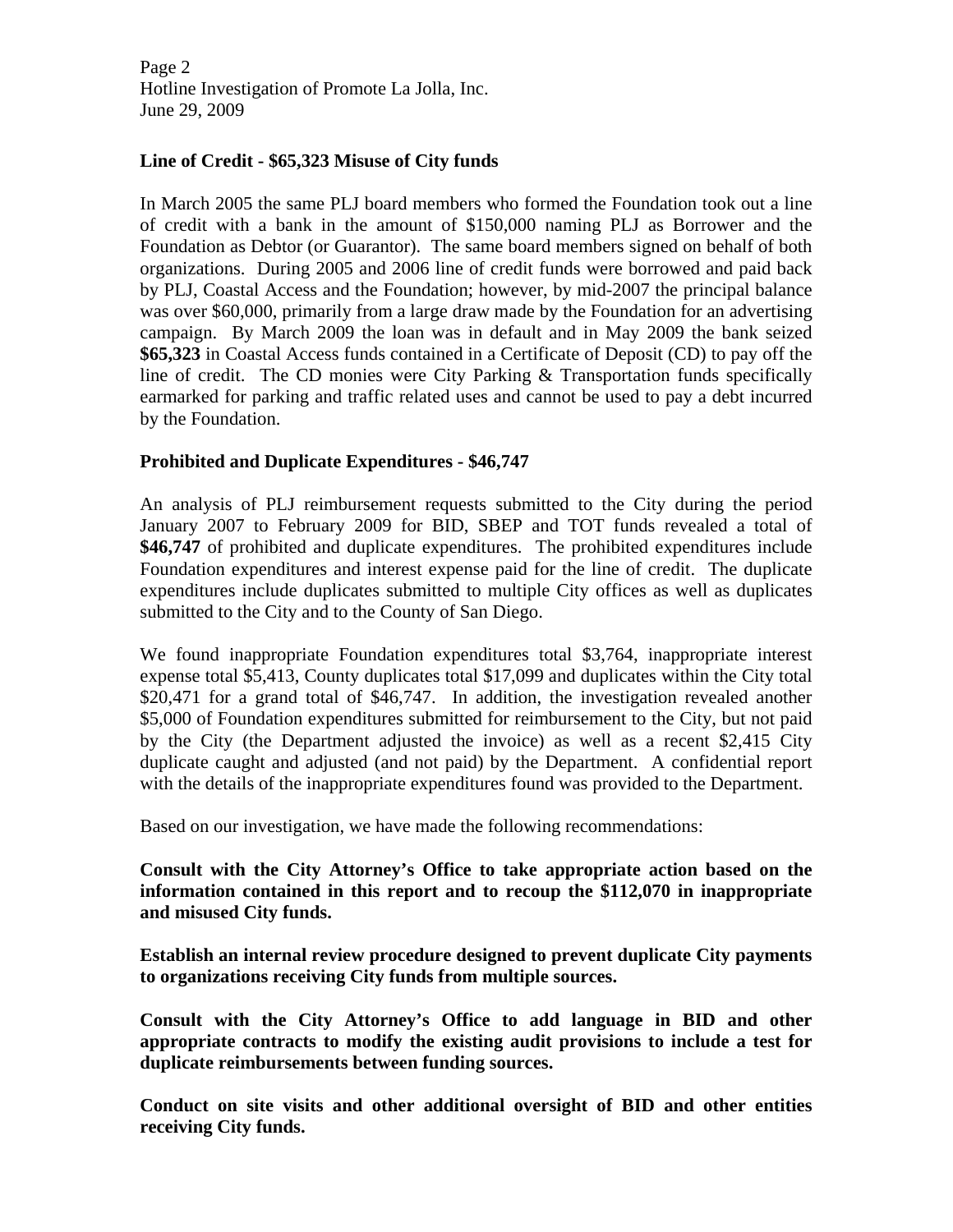**Line of Credit - $65,323 Misuse of City funds**

In March 2005 the same PLJ board members who formed the Foundation took out a line of credit with a bank in the amount of $150,000 naming PLJ as Borrower and the Foundation as Debtor (or Guarantor). The same board members signed on behalf of both organizations. During 2005 and 2006 line of credit funds were borrowed and paid back by PLJ, Coastal Access and the Foundation; however, by mid-2007 the principal balance was over $60,000, primarily from a large draw made by the Foundation for an advertising campaign. By March 2009 the loan was in default and in May 2009 the bank seized **$65,323** in Coastal Access funds contained in a Certificate of Deposit (CD) to pay off the line of credit. The CD monies were City Parking & Transportation funds specifically earmarked for parking and traffic related uses and cannot be used to pay a debt incurred by the Foundation.

**Prohibited and Duplicate Expenditures - $46,747**

An analysis of PLJ reimbursement requests submitted to the City during the period January 2007 to February 2009 for BID, SBEP and TOT funds revealed a total of **$46,747** of prohibited and duplicate expenditures. The prohibited expenditures include Foundation expenditures and interest expense paid for the line of credit. The duplicate expenditures include duplicates submitted to multiple City offices as well as duplicates submitted to the City and to the County of San Diego.

We found inappropriate Foundation expenditures total $3,764, inappropriate interest expense total $5,413, County duplicates total $17,099 and duplicates within the City total $20,471 for a grand total of $46,747. In addition, the investigation revealed another $5,000 of Foundation expenditures submitted for reimbursement to the City, but not paid by the City (the Department adjusted the invoice) as well as a recent $2,415 City duplicate caught and adjusted (and not paid) by the Department. A confidential report with the details of the inappropriate expenditures found was provided to the Department.

Based on our investigation, we have made the following recommendations:

**Consult with the City Attorney's Office to take appropriate action based on the information contained in this report and to recoup the $112,070 in inappropriate and misused City funds.**

**Establish an internal review procedure designed to prevent duplicate City payments to organizations receiving City funds from multiple sources.**

**Consult with the City Attorney's Office to add language in BID and other appropriate contracts to modify the existing audit provisions to include a test for duplicate reimbursements between funding sources.**

**Conduct on site visits and other additional oversight of BID and other entities receiving City funds.**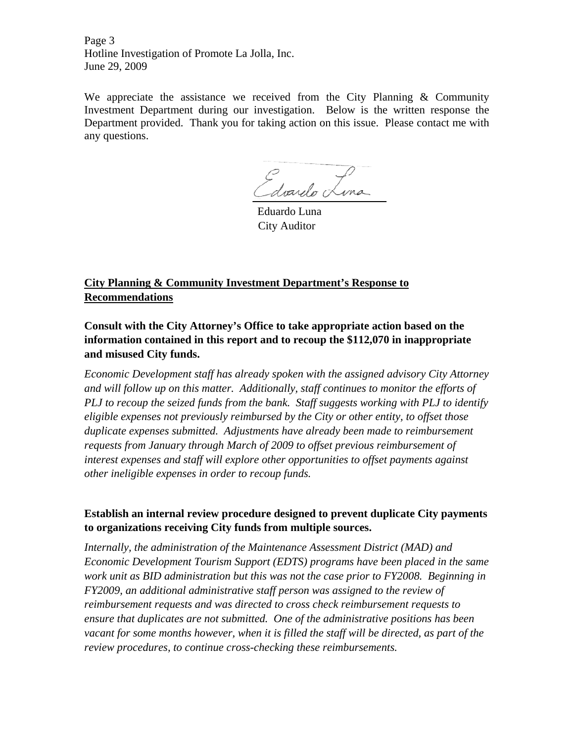We appreciate the assistance we received from the City Planning & Community Investment Department during our investigation. Below is the written response the Department provided. Thank you for taking action on this issue. Please contact me with any questions.

Eduardo Luna
City Auditor

## City Planning & Community Investment Department's Response to Recommendations

### Consult with the City Attorney's Office to take appropriate action based on the information contained in this report and to recoup the $112,070 in inappropriate and misused City funds.

*Economic Development staff has already spoken with the assigned advisory City Attorney and will follow up on this matter. Additionally, staff continues to monitor the efforts of PLJ to recoup the seized funds from the bank. Staff suggests working with PLJ to identify eligible expenses not previously reimbursed by the City or other entity, to offset those duplicate expenses submitted. Adjustments have already been made to reimbursement requests from January through March of 2009 to offset previous reimbursement of interest expenses and staff will explore other opportunities to offset payments against other ineligible expenses in order to recoup funds.*

### Establish an internal review procedure designed to prevent duplicate City payments to organizations receiving City funds from multiple sources.

*Internally, the administration of the Maintenance Assessment District (MAD) and Economic Development Tourism Support (EDTS) programs have been placed in the same work unit as BID administration but this was not the case prior to FY2008. Beginning in FY2009, an additional administrative staff person was assigned to the review of reimbursement requests and was directed to cross check reimbursement requests to ensure that duplicates are not submitted. One of the administrative positions has been vacant for some months however, when it is filled the staff will be directed, as part of the review procedures, to continue cross-checking these reimbursements.*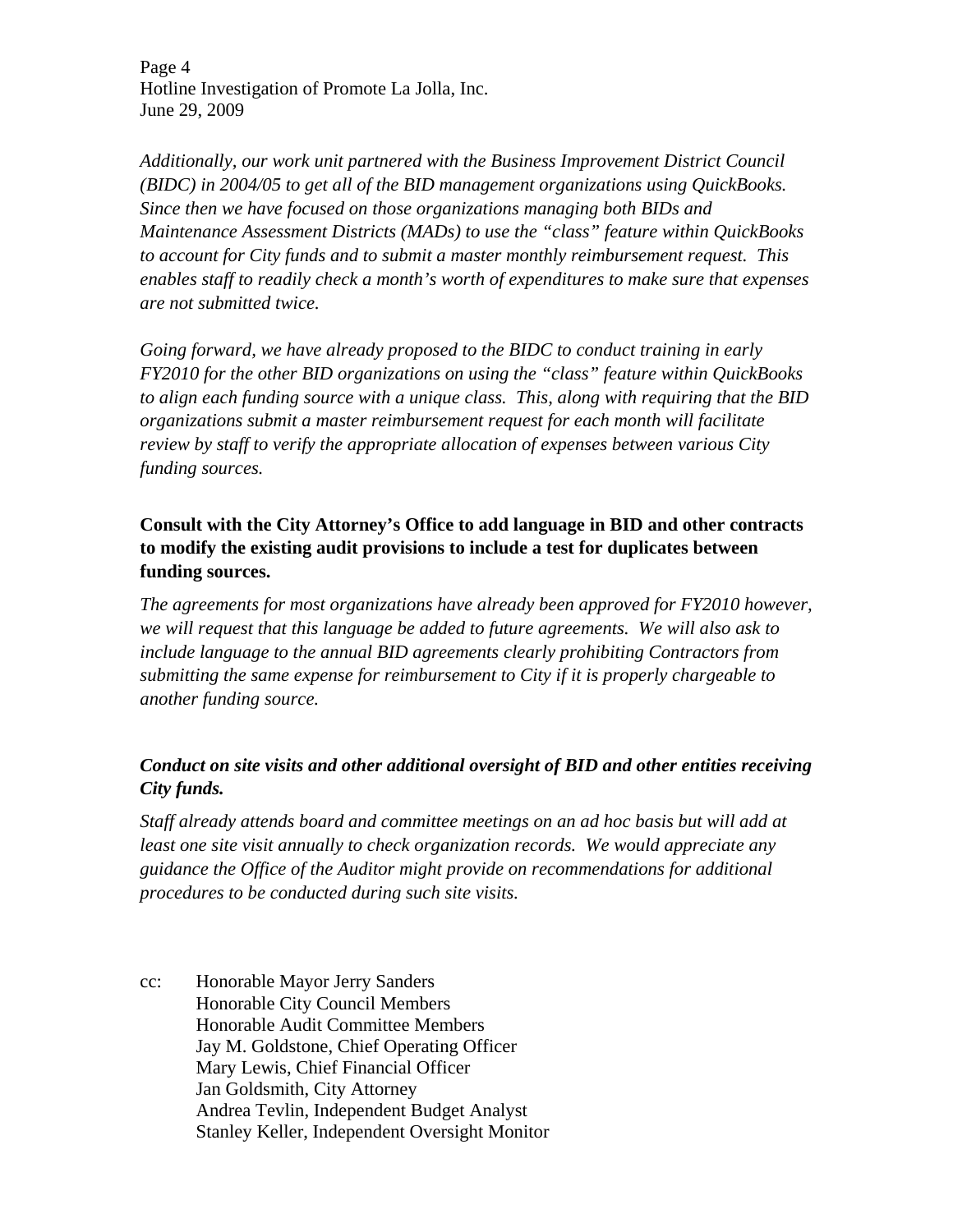*Additionally, our work unit partnered with the Business Improvement District Council (BIDC) in 2004/05 to get all of the BID management organizations using QuickBooks. Since then we have focused on those organizations managing both BIDs and Maintenance Assessment Districts (MADs) to use the "class" feature within QuickBooks to account for City funds and to submit a master monthly reimbursement request. This enables staff to readily check a month's worth of expenditures to make sure that expenses are not submitted twice.*

*Going forward, we have already proposed to the BIDC to conduct training in early FY2010 for the other BID organizations on using the "class" feature within QuickBooks to align each funding source with a unique class. This, along with requiring that the BID organizations submit a master reimbursement request for each month will facilitate review by staff to verify the appropriate allocation of expenses between various City funding sources.*

**Consult with the City Attorney's Office to add language in BID and other contracts to modify the existing audit provisions to include a test for duplicates between funding sources.**

*The agreements for most organizations have already been approved for FY2010 however, we will request that this language be added to future agreements. We will also ask to include language to the annual BID agreements clearly prohibiting Contractors from submitting the same expense for reimbursement to City if it is properly chargeable to another funding source.*

***Conduct on site visits and other additional oversight of BID and other entities receiving City funds.***

*Staff already attends board and committee meetings on an ad hoc basis but will add at least one site visit annually to check organization records. We would appreciate any guidance the Office of the Auditor might provide on recommendations for additional procedures to be conducted during such site visits.*

cc: Honorable Mayor Jerry Sanders
Honorable City Council Members
Honorable Audit Committee Members
Jay M. Goldstone, Chief Operating Officer
Mary Lewis, Chief Financial Officer
Jan Goldsmith, City Attorney
Andrea Tevlin, Independent Budget Analyst
Stanley Keller, Independent Oversight Monitor